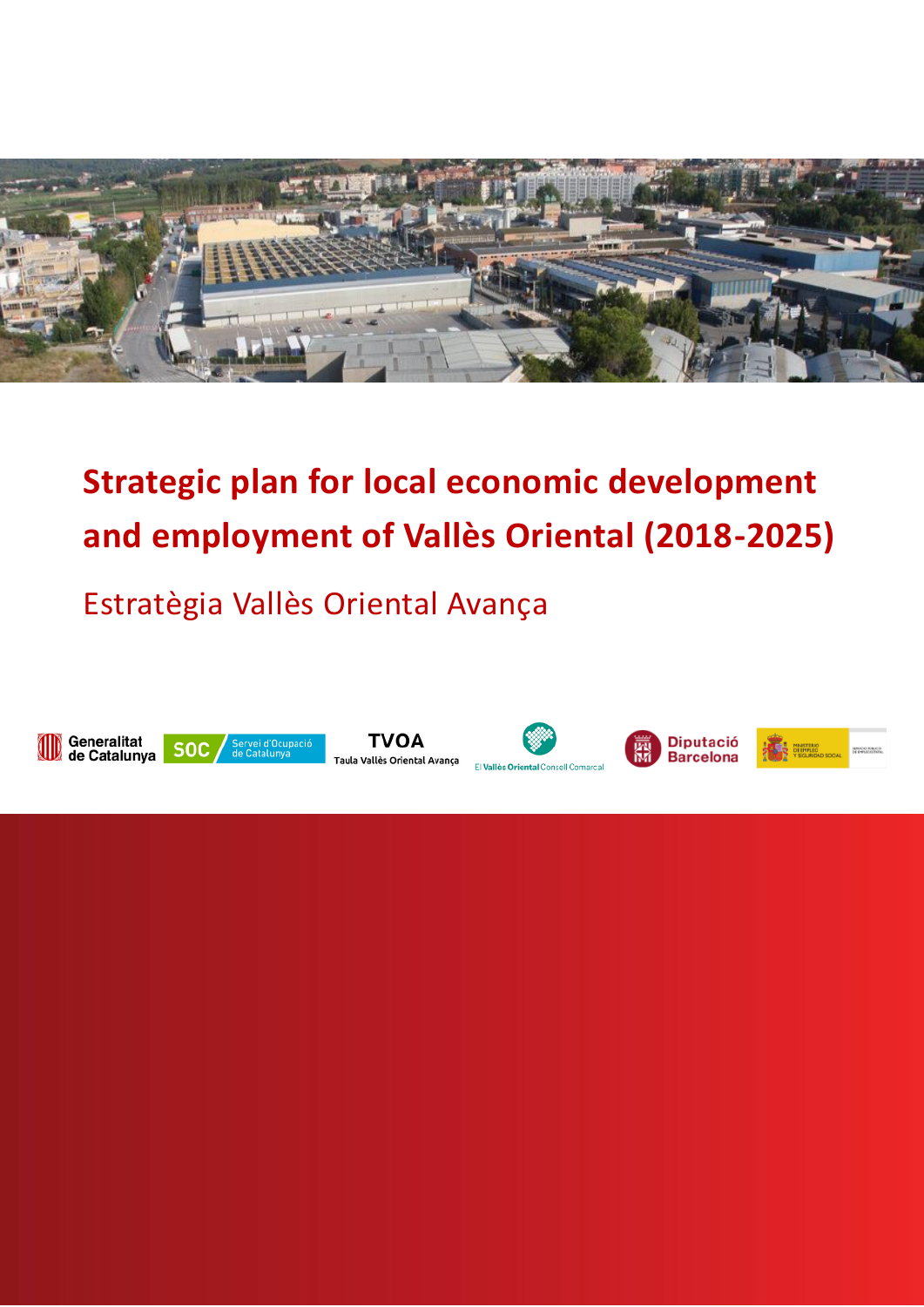# Strategic plan for local economic development and employment of Vallès Oriental (2018-2025)

## Estratègia Vallès Oriental Avança

Generalitat de Catalunya

SOC Servei d'Ocupació de Catalunya

TVOA Taula Vallès Oriental Avança

El Vallès Oriental Consell Comarcal

Diputació Barcelona

Ministerio de Empleo y Seguridad Social

Servicio Público de Empleo Estatal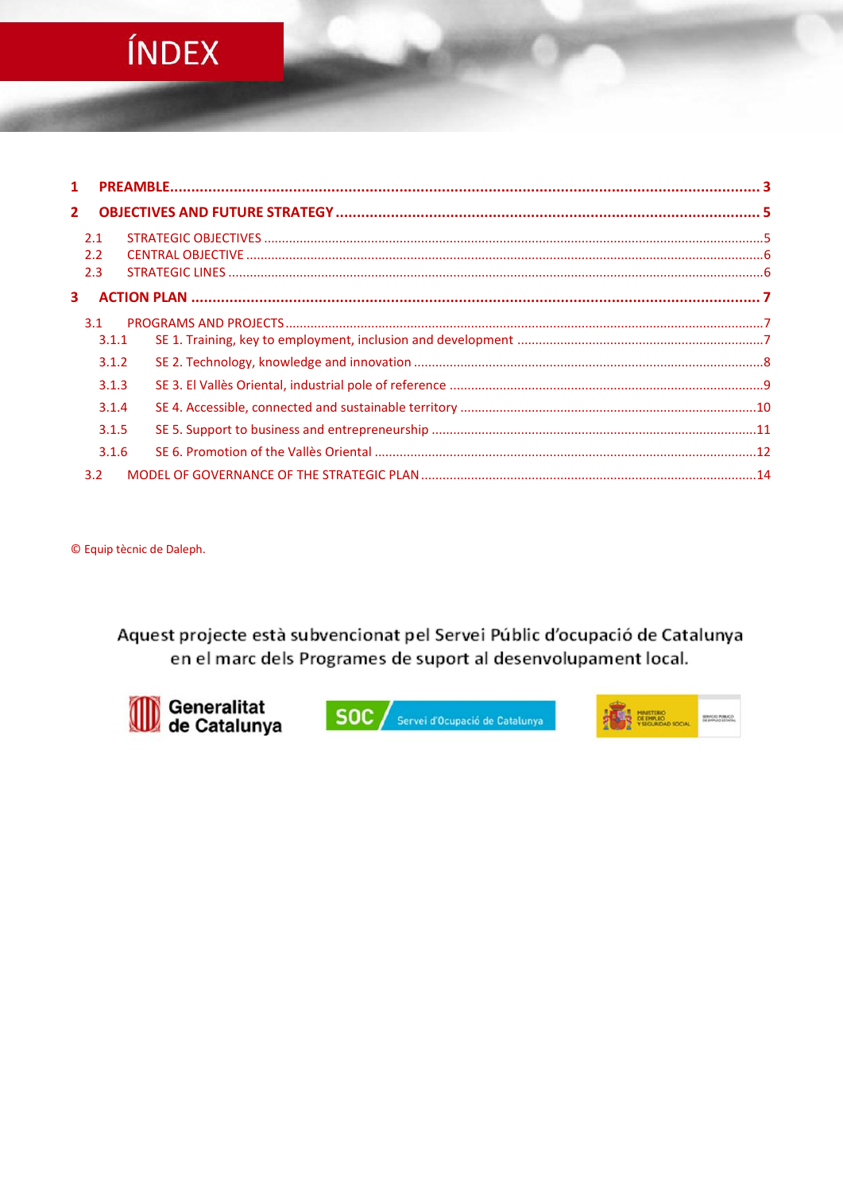# ÍNDEX

**1 PREAMBLE ... 3**

**2 OBJECTIVES AND FUTURE STRATEGY ... 5**

- 2.1 STRATEGIC OBJECTIVES ... 5
- 2.2 CENTRAL OBJECTIVE ... 6
- 2.3 STRATEGIC LINES ... 6

**3 ACTION PLAN ... 7**

- 3.1 PROGRAMS AND PROJECTS ... 7
  - 3.1.1 SE 1. Training, key to employment, inclusion and development ... 7
  - 3.1.2 SE 2. Technology, knowledge and innovation ... 8
  - 3.1.3 SE 3. El Vallès Oriental, industrial pole of reference ... 9
  - 3.1.4 SE 4. Accessible, connected and sustainable territory ... 10
  - 3.1.5 SE 5. Support to business and entrepreneurship ... 11
  - 3.1.6 SE 6. Promotion of the Vallès Oriental ... 12
- 3.2 MODEL OF GOVERNANCE OF THE STRATEGIC PLAN ... 14

© Equip tècnic de Daleph.

Aquest projecte està subvencionat pel Servei Públic d'ocupació de Catalunya en el marc dels Programes de suport al desenvolupament local.

Generalitat de Catalunya

SOC Servei d'Ocupació de Catalunya

MINISTERIO DE EMPLEO Y SEGURIDAD SOCIAL

SERVICIO PÚBLICO DE EMPLEO ESTATAL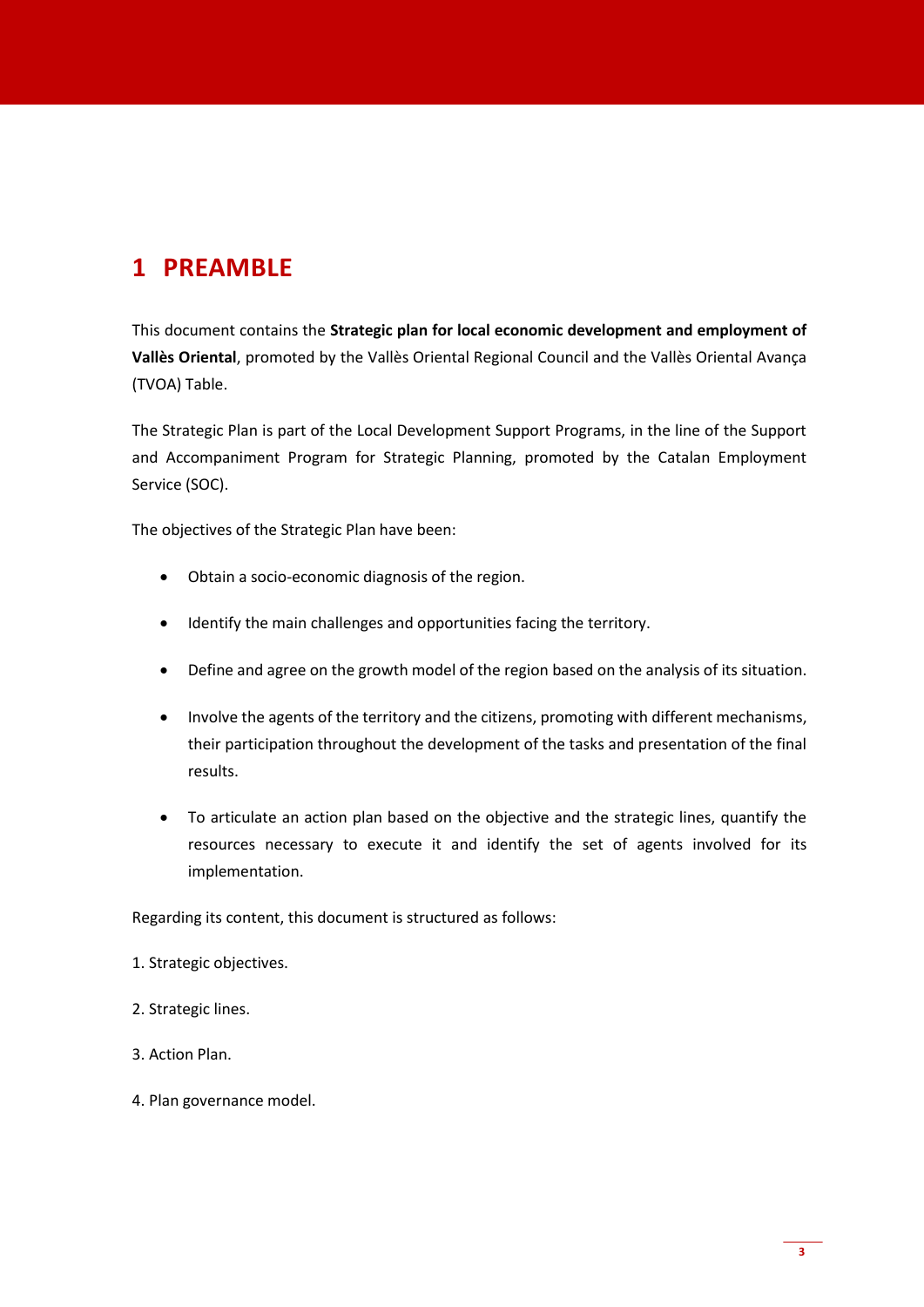# 1 PREAMBLE

This document contains the **Strategic plan for local economic development and employment of Vallès Oriental**, promoted by the Vallès Oriental Regional Council and the Vallès Oriental Avança (TVOA) Table.

The Strategic Plan is part of the Local Development Support Programs, in the line of the Support and Accompaniment Program for Strategic Planning, promoted by the Catalan Employment Service (SOC).

The objectives of the Strategic Plan have been:

- Obtain a socio-economic diagnosis of the region.
- Identify the main challenges and opportunities facing the territory.
- Define and agree on the growth model of the region based on the analysis of its situation.
- Involve the agents of the territory and the citizens, promoting with different mechanisms, their participation throughout the development of the tasks and presentation of the final results.
- To articulate an action plan based on the objective and the strategic lines, quantify the resources necessary to execute it and identify the set of agents involved for its implementation.

Regarding its content, this document is structured as follows:

1. Strategic objectives.

2. Strategic lines.

3. Action Plan.

4. Plan governance model.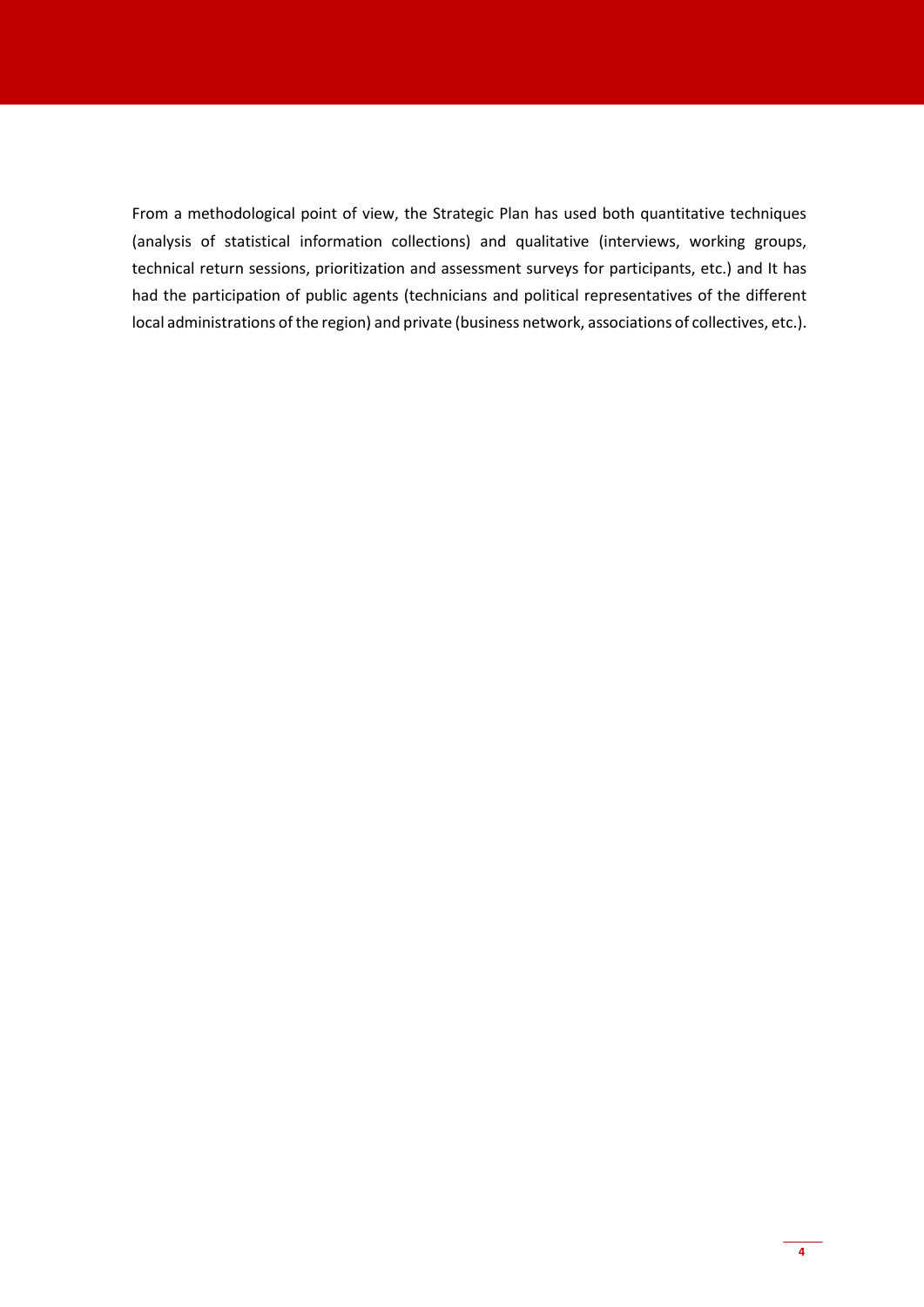From a methodological point of view, the Strategic Plan has used both quantitative techniques (analysis of statistical information collections) and qualitative (interviews, working groups, technical return sessions, prioritization and assessment surveys for participants, etc.) and It has had the participation of public agents (technicians and political representatives of the different local administrations of the region) and private (business network, associations of collectives, etc.).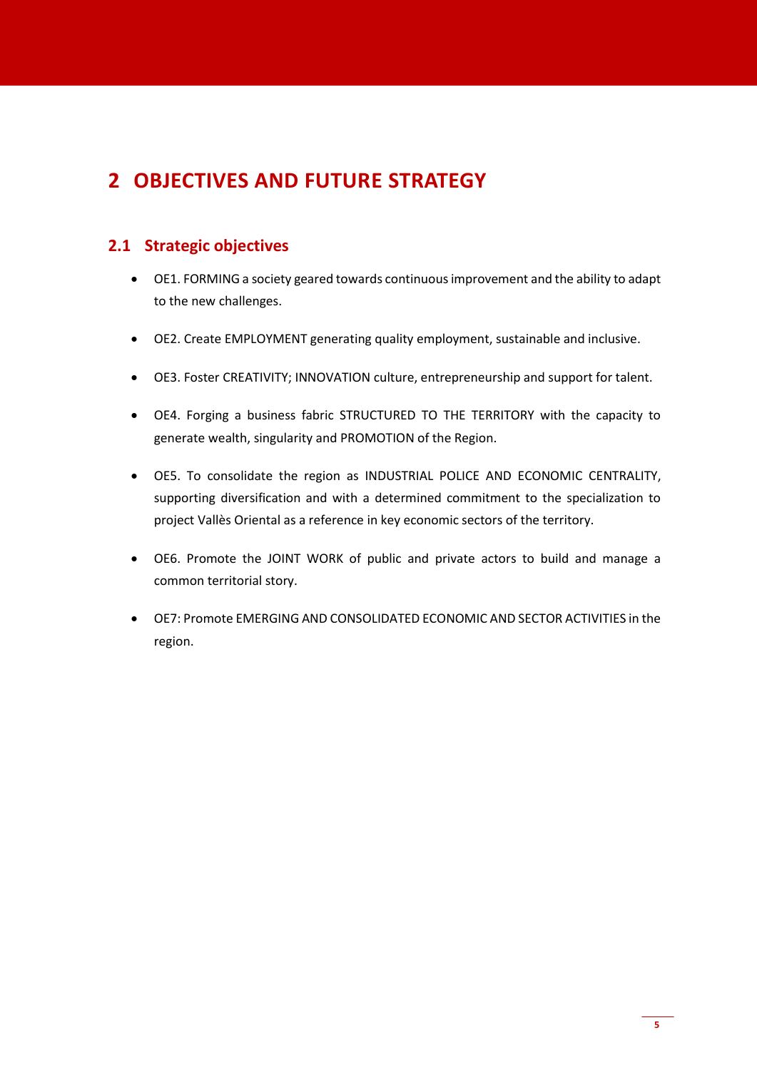# 2 OBJECTIVES AND FUTURE STRATEGY

## 2.1 Strategic objectives

- OE1. FORMING a society geared towards continuous improvement and the ability to adapt to the new challenges.
- OE2. Create EMPLOYMENT generating quality employment, sustainable and inclusive.
- OE3. Foster CREATIVITY; INNOVATION culture, entrepreneurship and support for talent.
- OE4. Forging a business fabric STRUCTURED TO THE TERRITORY with the capacity to generate wealth, singularity and PROMOTION of the Region.
- OE5. To consolidate the region as INDUSTRIAL POLICE AND ECONOMIC CENTRALITY, supporting diversification and with a determined commitment to the specialization to project Vallès Oriental as a reference in key economic sectors of the territory.
- OE6. Promote the JOINT WORK of public and private actors to build and manage a common territorial story.
- OE7: Promote EMERGING AND CONSOLIDATED ECONOMIC AND SECTOR ACTIVITIES in the region.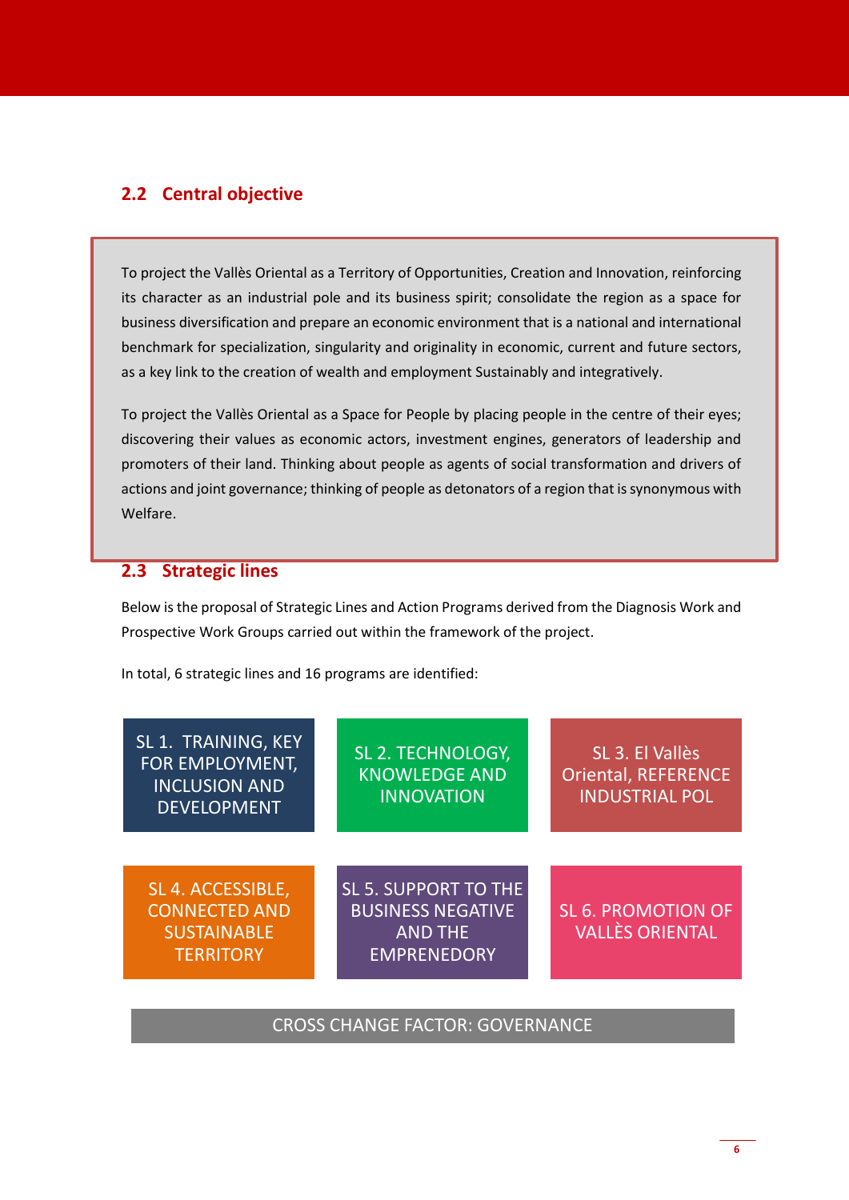## 2.2 Central objective

To project the Vallès Oriental as a Territory of Opportunities, Creation and Innovation, reinforcing its character as an industrial pole and its business spirit; consolidate the region as a space for business diversification and prepare an economic environment that is a national and international benchmark for specialization, singularity and originality in economic, current and future sectors, as a key link to the creation of wealth and employment Sustainably and integratively.

To project the Vallès Oriental as a Space for People by placing people in the centre of their eyes; discovering their values as economic actors, investment engines, generators of leadership and promoters of their land. Thinking about people as agents of social transformation and drivers of actions and joint governance; thinking of people as detonators of a region that is synonymous with Welfare.

## 2.3 Strategic lines

Below is the proposal of Strategic Lines and Action Programs derived from the Diagnosis Work and Prospective Work Groups carried out within the framework of the project.

In total, 6 strategic lines and 16 programs are identified:

- SL 1. TRAINING, KEY FOR EMPLOYMENT, INCLUSION AND DEVELOPMENT
- SL 2. TECHNOLOGY, KNOWLEDGE AND INNOVATION
- SL 3. El Vallès Oriental, REFERENCE INDUSTRIAL POL
- SL 4. ACCESSIBLE, CONNECTED AND SUSTAINABLE TERRITORY
- SL 5. SUPPORT TO THE BUSINESS NEGATIVE AND THE EMPRENEDORY
- SL 6. PROMOTION OF VALLÈS ORIENTAL

CROSS CHANGE FACTOR: GOVERNANCE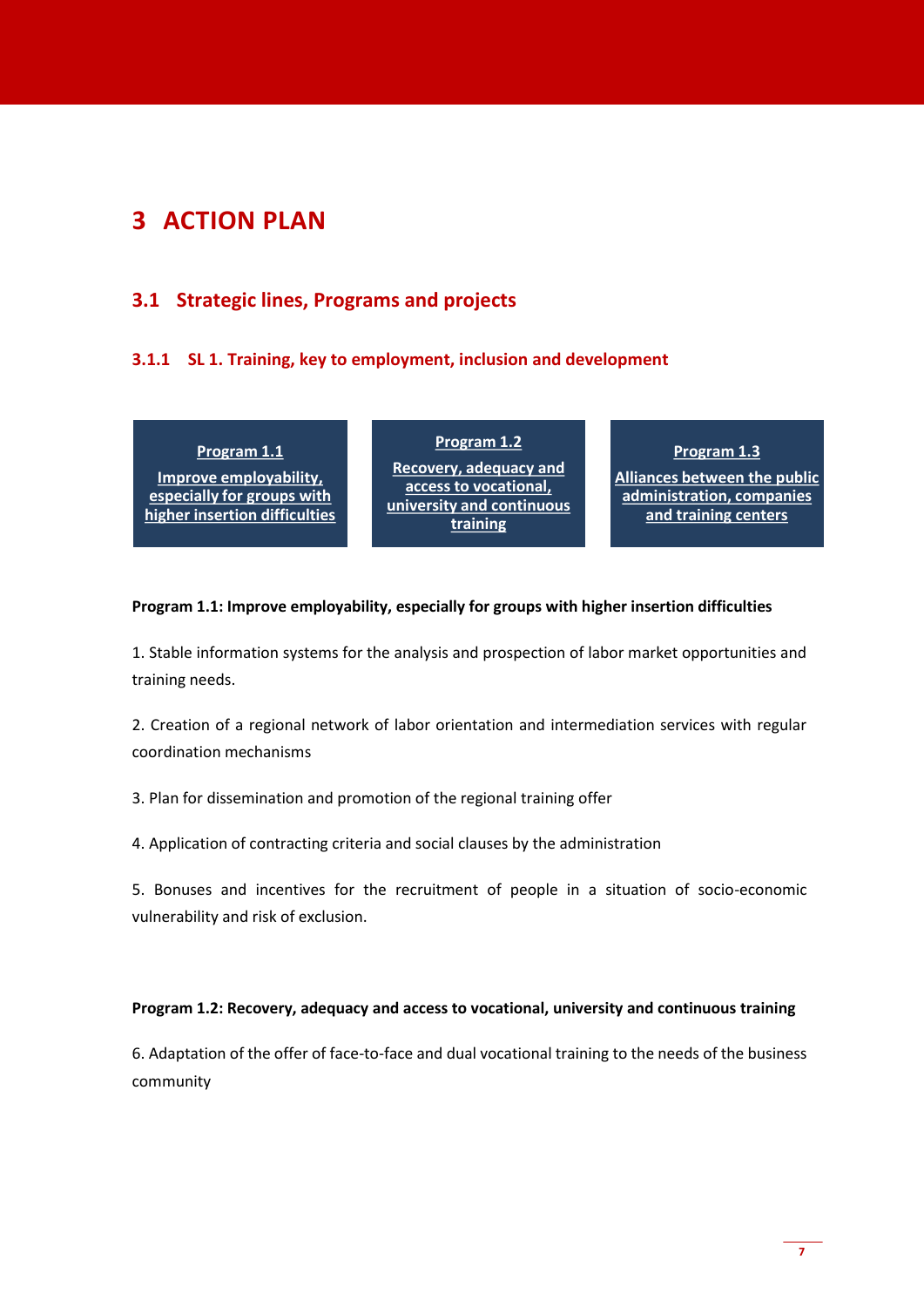# 3 ACTION PLAN

## 3.1 Strategic lines, Programs and projects

### 3.1.1 SL 1. Training, key to employment, inclusion and development

| Program 1.1 | Program 1.2 | Program 1.3 |
|---|---|---|
| Improve employability, especially for groups with higher insertion difficulties | Recovery, adequacy and access to vocational, university and continuous training | Alliances between the public administration, companies and training centers |

**Program 1.1: Improve employability, especially for groups with higher insertion difficulties**

1. Stable information systems for the analysis and prospection of labor market opportunities and training needs.

2. Creation of a regional network of labor orientation and intermediation services with regular coordination mechanisms

3. Plan for dissemination and promotion of the regional training offer

4. Application of contracting criteria and social clauses by the administration

5. Bonuses and incentives for the recruitment of people in a situation of socio-economic vulnerability and risk of exclusion.

**Program 1.2: Recovery, adequacy and access to vocational, university and continuous training**

6. Adaptation of the offer of face-to-face and dual vocational training to the needs of the business community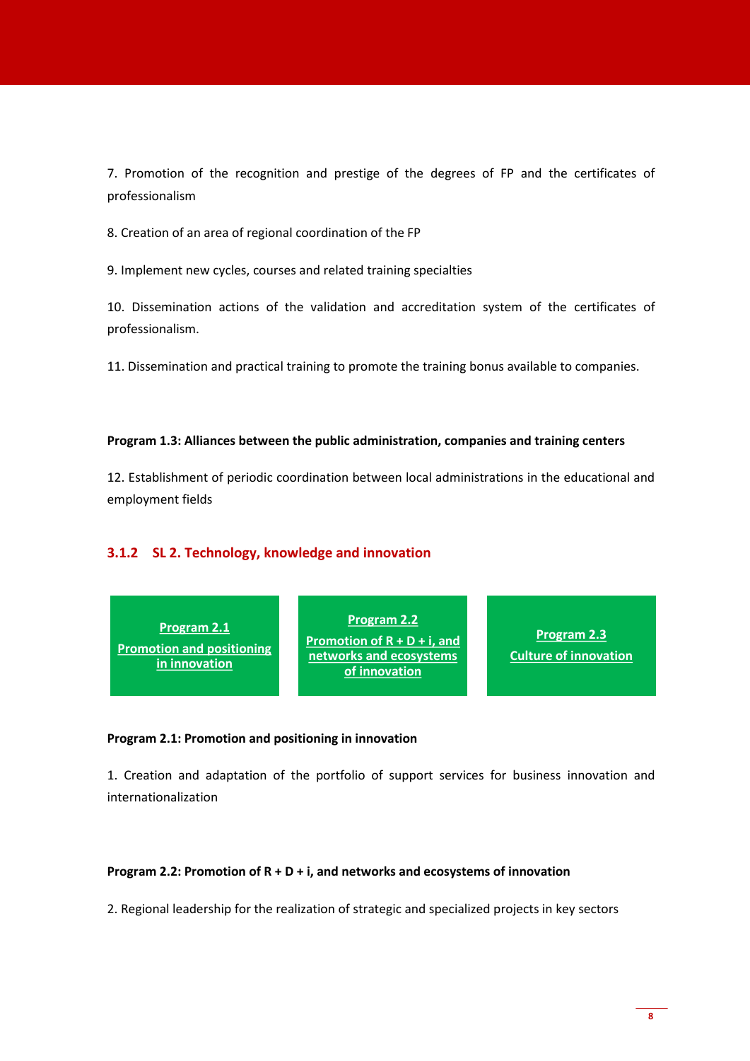7. Promotion of the recognition and prestige of the degrees of FP and the certificates of professionalism

8. Creation of an area of regional coordination of the FP

9. Implement new cycles, courses and related training specialties

10. Dissemination actions of the validation and accreditation system of the certificates of professionalism.

11. Dissemination and practical training to promote the training bonus available to companies.

**Program 1.3: Alliances between the public administration, companies and training centers**

12. Establishment of periodic coordination between local administrations in the educational and employment fields

### 3.1.2 SL 2. Technology, knowledge and innovation

| Program 2.1 | Program 2.2 | Program 2.3 |
|---|---|---|
| Promotion and positioning in innovation | Promotion of R + D + i, and networks and ecosystems of innovation | Culture of innovation |

**Program 2.1: Promotion and positioning in innovation**

1. Creation and adaptation of the portfolio of support services for business innovation and internationalization

**Program 2.2: Promotion of R + D + i, and networks and ecosystems of innovation**

2. Regional leadership for the realization of strategic and specialized projects in key sectors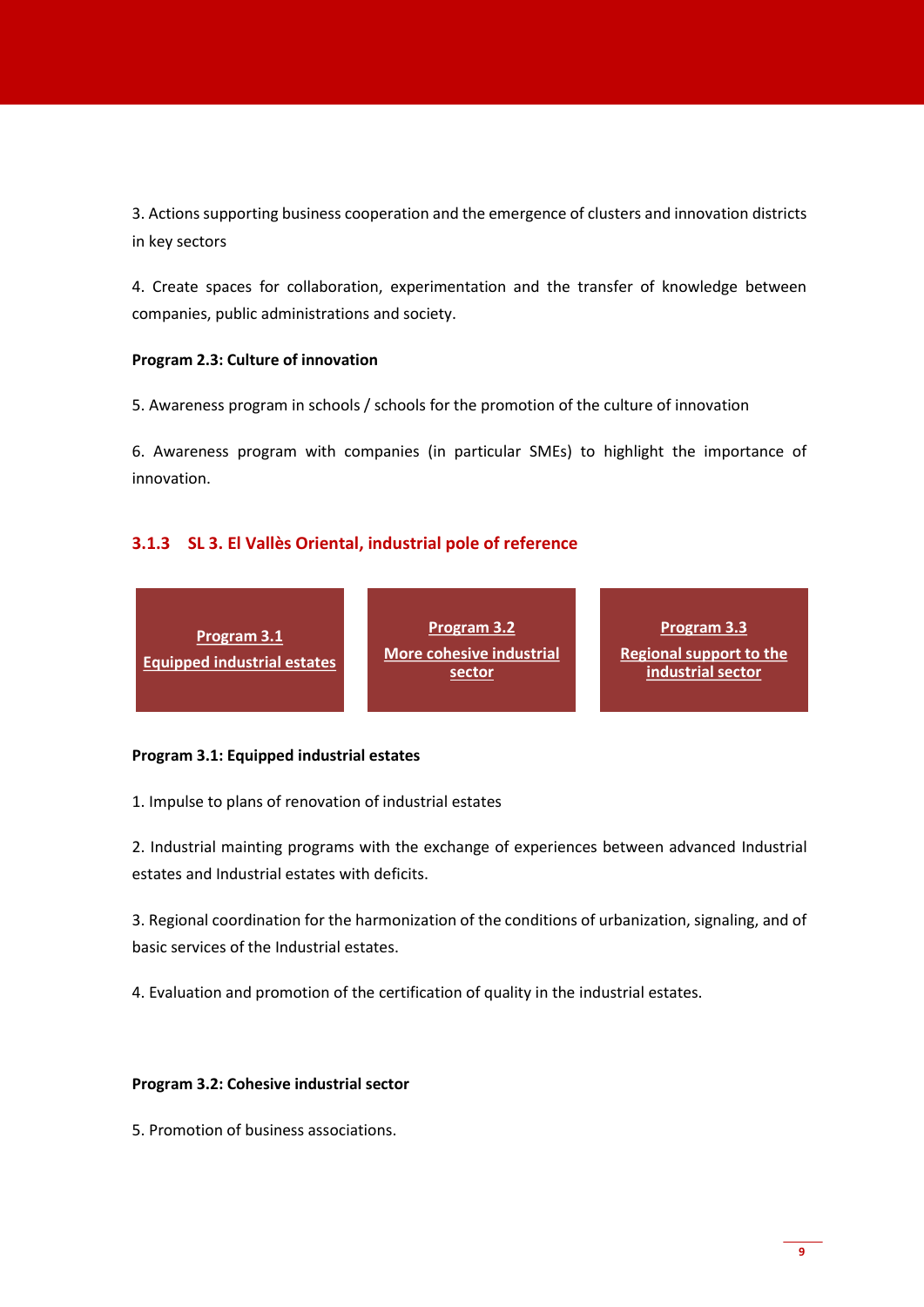3. Actions supporting business cooperation and the emergence of clusters and innovation districts in key sectors

4. Create spaces for collaboration, experimentation and the transfer of knowledge between companies, public administrations and society.

**Program 2.3: Culture of innovation**

5. Awareness program in schools / schools for the promotion of the culture of innovation

6. Awareness program with companies (in particular SMEs) to highlight the importance of innovation.

### 3.1.3 SL 3. El Vallès Oriental, industrial pole of reference

| Program 3.1<br>Equipped industrial estates | Program 3.2<br>More cohesive industrial sector | Program 3.3<br>Regional support to the industrial sector |
|---|---|---|

**Program 3.1: Equipped industrial estates**

1. Impulse to plans of renovation of industrial estates

2. Industrial mainting programs with the exchange of experiences between advanced Industrial estates and Industrial estates with deficits.

3. Regional coordination for the harmonization of the conditions of urbanization, signaling, and of basic services of the Industrial estates.

4. Evaluation and promotion of the certification of quality in the industrial estates.

**Program 3.2: Cohesive industrial sector**

5. Promotion of business associations.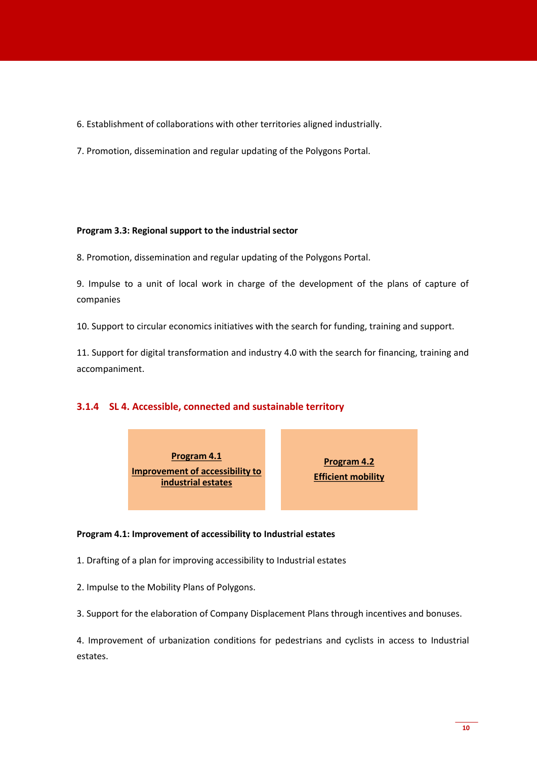6. Establishment of collaborations with other territories aligned industrially.

7. Promotion, dissemination and regular updating of the Polygons Portal.

**Program 3.3: Regional support to the industrial sector**

8. Promotion, dissemination and regular updating of the Polygons Portal.

9. Impulse to a unit of local work in charge of the development of the plans of capture of companies

10. Support to circular economics initiatives with the search for funding, training and support.

11. Support for digital transformation and industry 4.0 with the search for financing, training and accompaniment.

### 3.1.4 SL 4. Accessible, connected and sustainable territory

| Program 4.1 Improvement of accessibility to industrial estates | Program 4.2 Efficient mobility |
| --- | --- |

**Program 4.1: Improvement of accessibility to Industrial estates**

1. Drafting of a plan for improving accessibility to Industrial estates

2. Impulse to the Mobility Plans of Polygons.

3. Support for the elaboration of Company Displacement Plans through incentives and bonuses.

4. Improvement of urbanization conditions for pedestrians and cyclists in access to Industrial estates.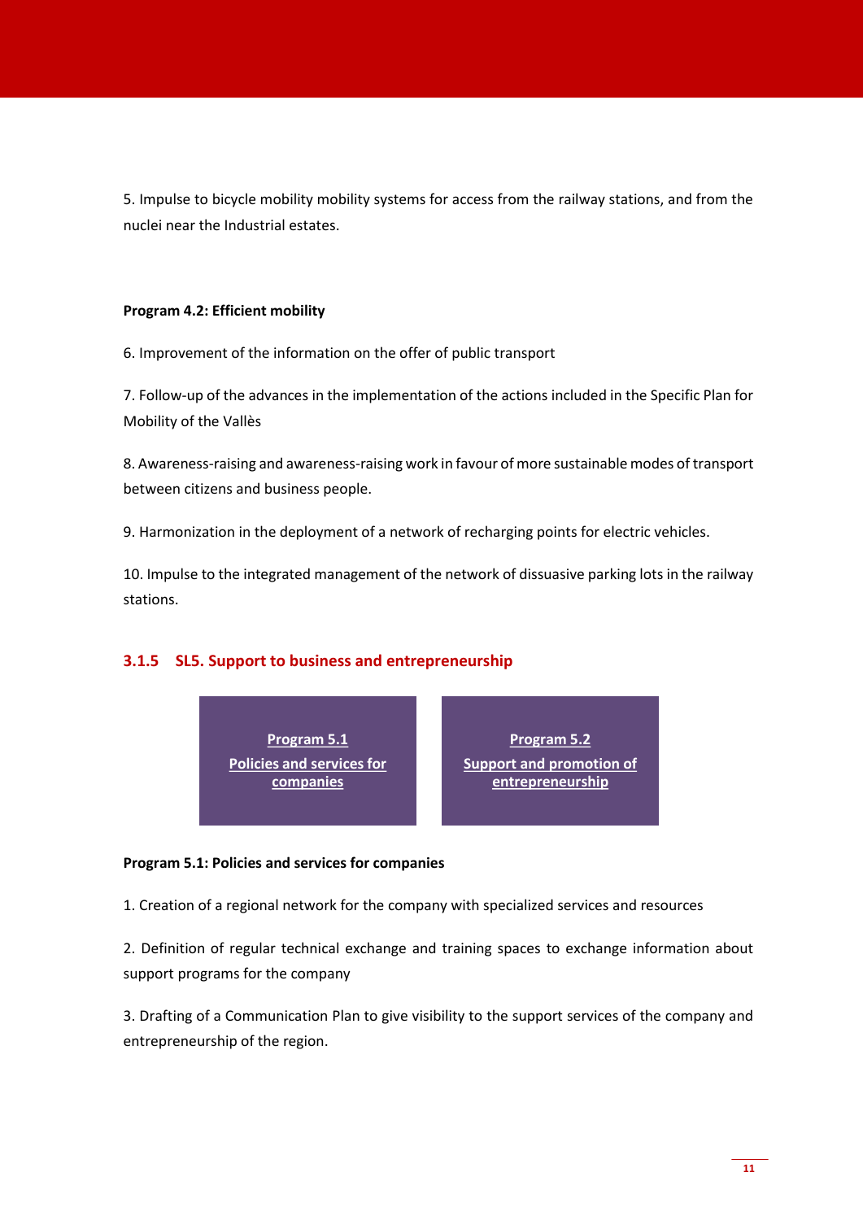5. Impulse to bicycle mobility mobility systems for access from the railway stations, and from the nuclei near the Industrial estates.

**Program 4.2: Efficient mobility**

6. Improvement of the information on the offer of public transport

7. Follow-up of the advances in the implementation of the actions included in the Specific Plan for Mobility of the Vallès

8. Awareness-raising and awareness-raising work in favour of more sustainable modes of transport between citizens and business people.

9. Harmonization in the deployment of a network of recharging points for electric vehicles.

10. Impulse to the integrated management of the network of dissuasive parking lots in the railway stations.

### 3.1.5 SL5. Support to business and entrepreneurship

| Program 5.1<br>Policies and services for companies | Program 5.2<br>Support and promotion of entrepreneurship |
|---|---|

**Program 5.1: Policies and services for companies**

1. Creation of a regional network for the company with specialized services and resources

2. Definition of regular technical exchange and training spaces to exchange information about support programs for the company

3. Drafting of a Communication Plan to give visibility to the support services of the company and entrepreneurship of the region.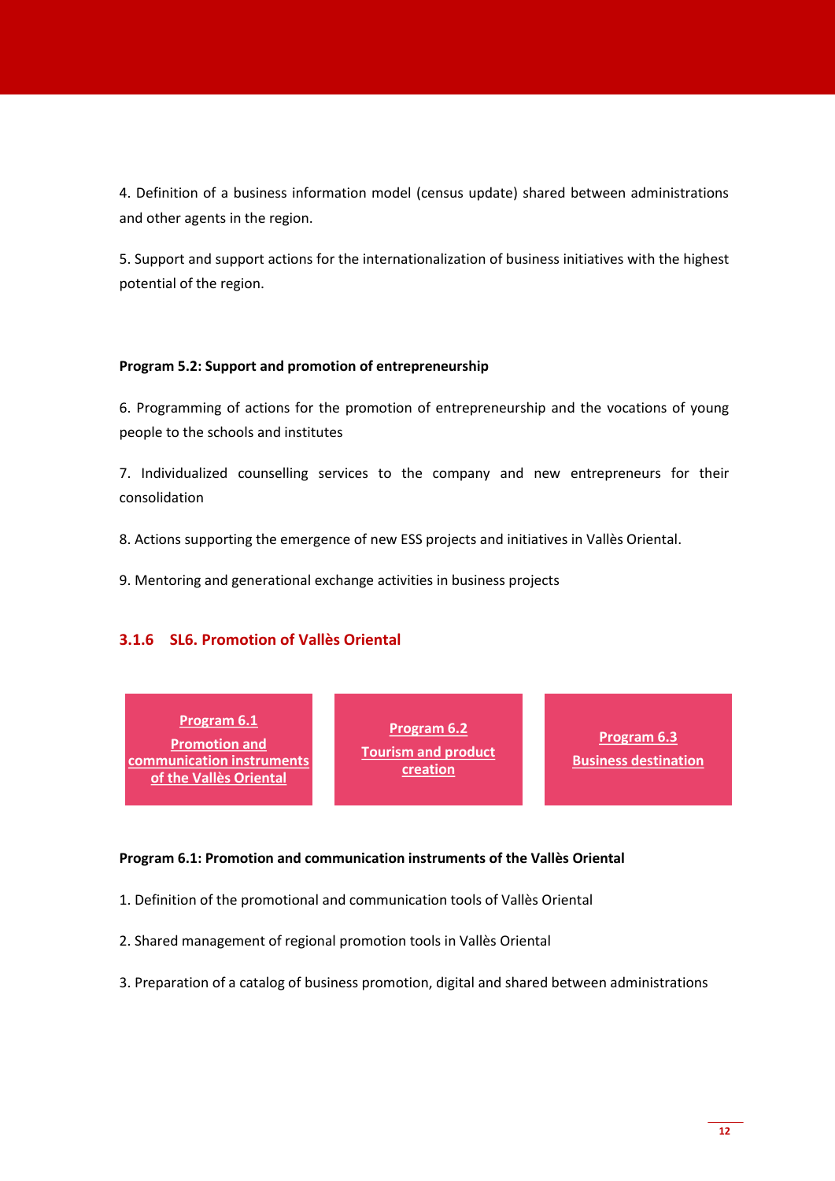4. Definition of a business information model (census update) shared between administrations and other agents in the region.

5. Support and support actions for the internationalization of business initiatives with the highest potential of the region.

**Program 5.2: Support and promotion of entrepreneurship**

6. Programming of actions for the promotion of entrepreneurship and the vocations of young people to the schools and institutes

7. Individualized counselling services to the company and new entrepreneurs for their consolidation

8. Actions supporting the emergence of new ESS projects and initiatives in Vallès Oriental.

9. Mentoring and generational exchange activities in business projects

### 3.1.6 SL6. Promotion of Vallès Oriental

| Program 6.1 Promotion and communication instruments of the Vallès Oriental | Program 6.2 Tourism and product creation | Program 6.3 Business destination |
|---|---|---|

**Program 6.1: Promotion and communication instruments of the Vallès Oriental**

1. Definition of the promotional and communication tools of Vallès Oriental

2. Shared management of regional promotion tools in Vallès Oriental

3. Preparation of a catalog of business promotion, digital and shared between administrations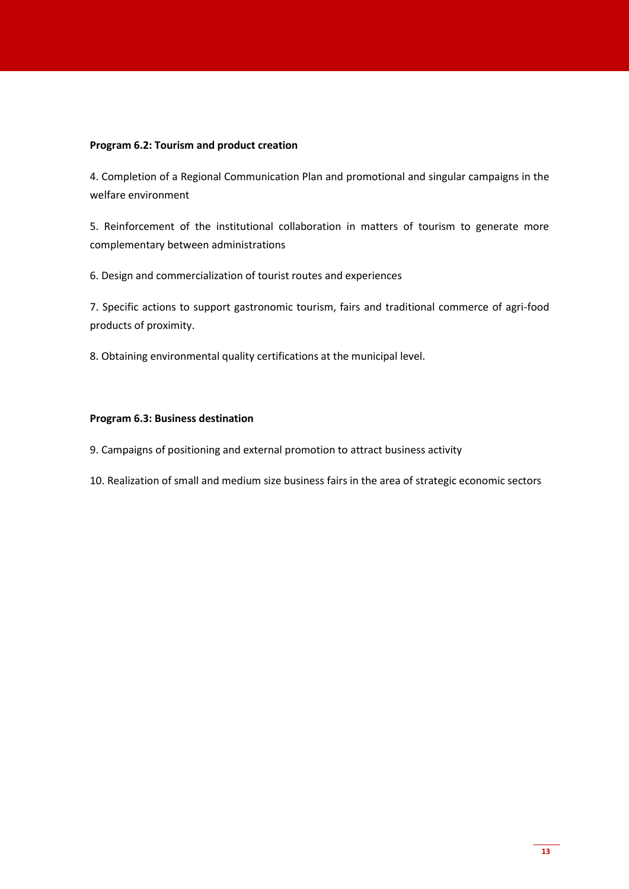**Program 6.2: Tourism and product creation**

4. Completion of a Regional Communication Plan and promotional and singular campaigns in the welfare environment

5. Reinforcement of the institutional collaboration in matters of tourism to generate more complementary between administrations

6. Design and commercialization of tourist routes and experiences

7. Specific actions to support gastronomic tourism, fairs and traditional commerce of agri-food products of proximity.

8. Obtaining environmental quality certifications at the municipal level.

**Program 6.3: Business destination**

9. Campaigns of positioning and external promotion to attract business activity

10. Realization of small and medium size business fairs in the area of strategic economic sectors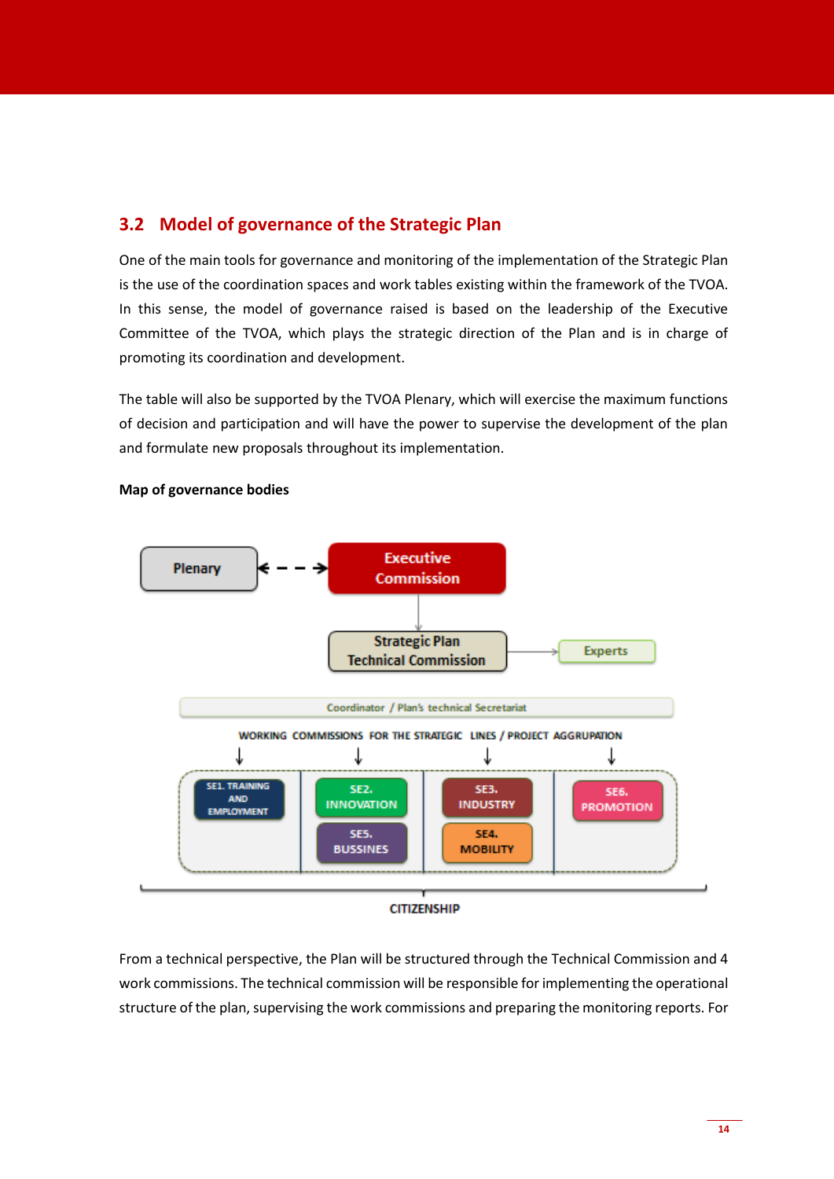## 3.2 Model of governance of the Strategic Plan

One of the main tools for governance and monitoring of the implementation of the Strategic Plan is the use of the coordination spaces and work tables existing within the framework of the TVOA. In this sense, the model of governance raised is based on the leadership of the Executive Committee of the TVOA, which plays the strategic direction of the Plan and is in charge of promoting its coordination and development.

The table will also be supported by the TVOA Plenary, which will exercise the maximum functions of decision and participation and will have the power to supervise the development of the plan and formulate new proposals throughout its implementation.

**Map of governance bodies**

Plenary

Executive Commission

Strategic Plan Technical Commission

Experts

Coordinator / Plan's technical Secretariat

WORKING COMMISSIONS FOR THE STRATEGIC LINES / PROJECT AGGRUPATION

SE1. TRAINING AND EMPLOYMENT

SE2. INNOVATION

SE5. BUSSINES

SE3. INDUSTRY

SE4. MOBILITY

SE6. PROMOTION

CITIZENSHIP

From a technical perspective, the Plan will be structured through the Technical Commission and 4 work commissions. The technical commission will be responsible for implementing the operational structure of the plan, supervising the work commissions and preparing the monitoring reports. For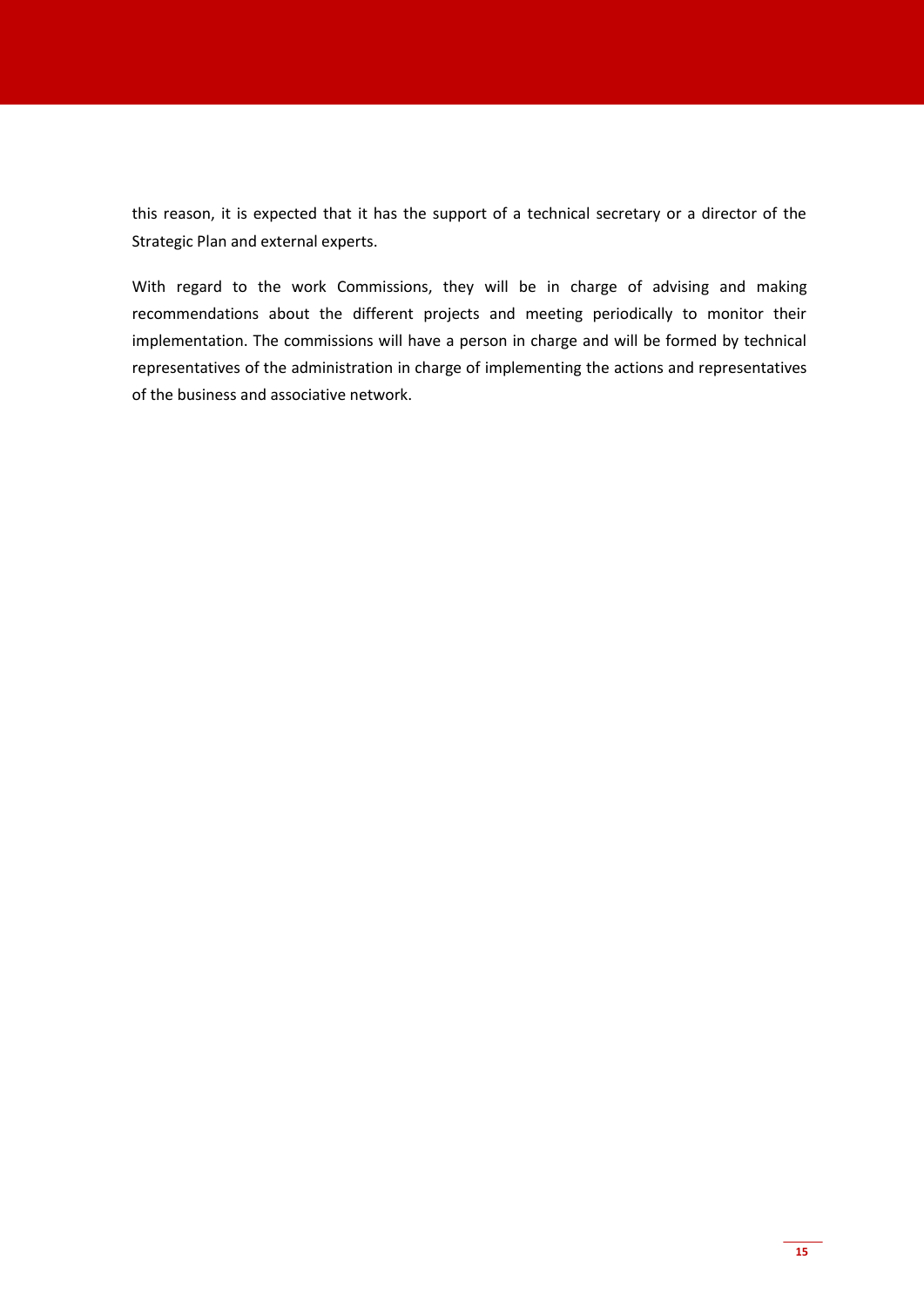this reason, it is expected that it has the support of a technical secretary or a director of the Strategic Plan and external experts.

With regard to the work Commissions, they will be in charge of advising and making recommendations about the different projects and meeting periodically to monitor their implementation. The commissions will have a person in charge and will be formed by technical representatives of the administration in charge of implementing the actions and representatives of the business and associative network.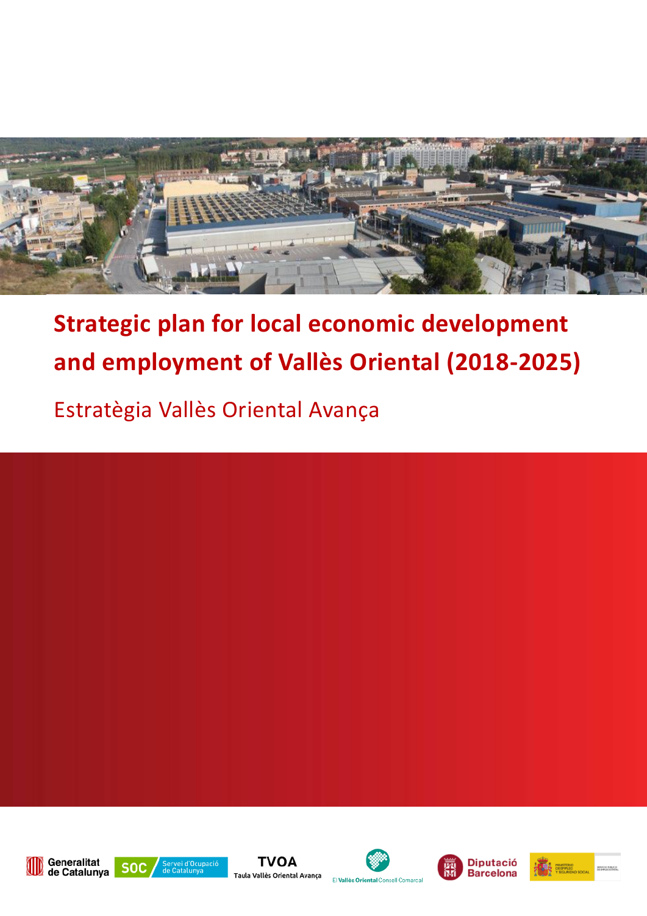# Strategic plan for local economic development and employment of Vallès Oriental (2018-2025)

Estratègia Vallès Oriental Avança

Generalitat de Catalunya

SOC Servei d'Ocupació de Catalunya

TVOA Taula Vallès Oriental Avança

El Vallès Oriental Consell Comarcal

Diputació Barcelona